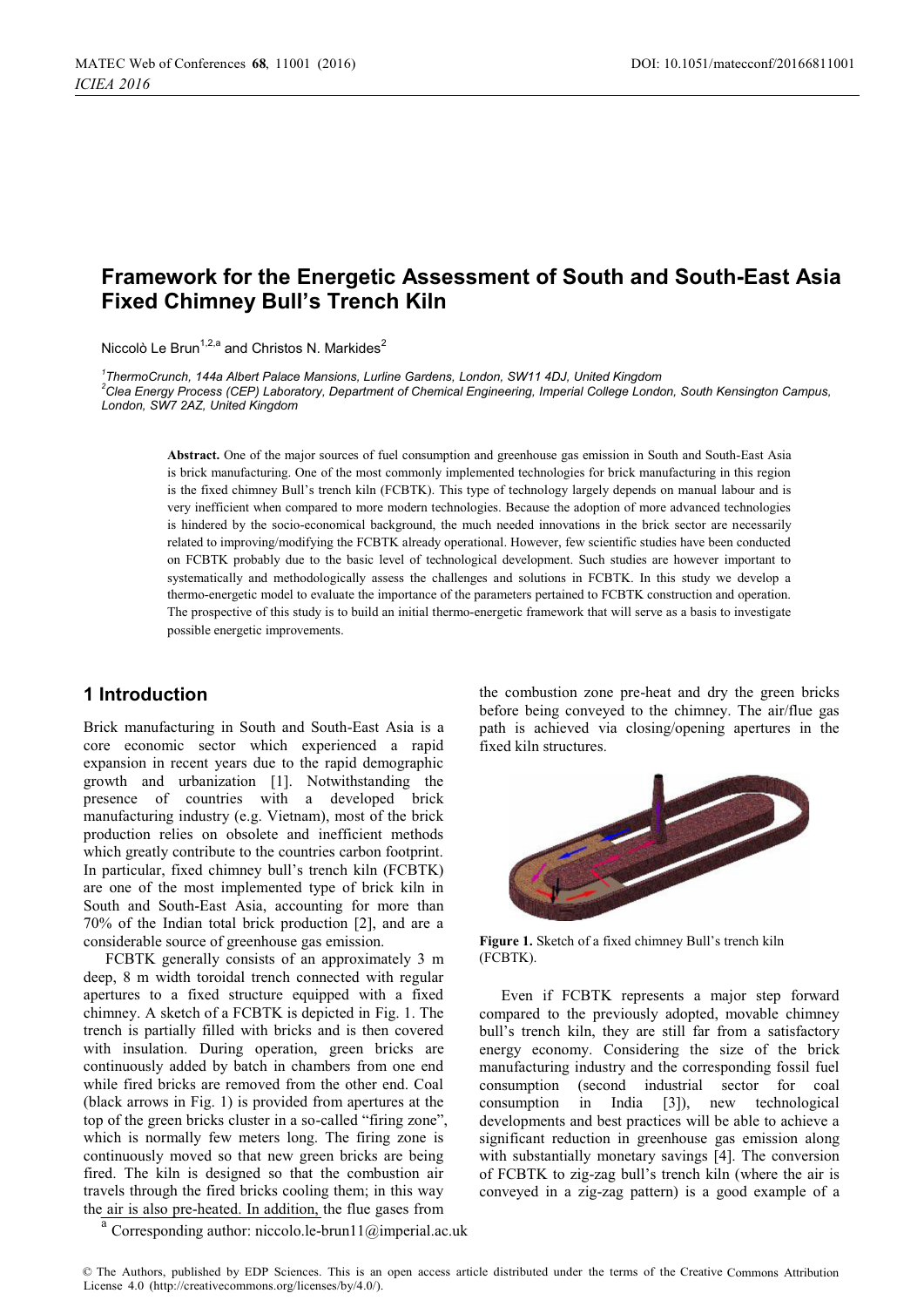# Framework for the Energetic Assessment of South and South-East Asia Fixed Chimney Bull's Trench Kiln

Niccolò Le Brun[1,2,a] and Christos N. Markides[2]

[1]ThermoCrunch, 144a Albert Palace Mansions, Lurline Gardens, London, SW11 4DJ, United Kingdom
[2]Clea Energy Process (CEP) Laboratory, Department of Chemical Engineering, Imperial College London, South Kensington Campus, London, SW7 2AZ, United Kingdom

**Abstract.** One of the major sources of fuel consumption and greenhouse gas emission in South and South-East Asia is brick manufacturing. One of the most commonly implemented technologies for brick manufacturing in this region is the fixed chimney Bull's trench kiln (FCBTK). This type of technology largely depends on manual labour and is very inefficient when compared to more modern technologies. Because the adoption of more advanced technologies is hindered by the socio-economical background, the much needed innovations in the brick sector are necessarily related to improving/modifying the FCBTK already operational. However, few scientific studies have been conducted on FCBTK probably due to the basic level of technological development. Such studies are however important to systematically and methodologically assess the challenges and solutions in FCBTK. In this study we develop a thermo-energetic model to evaluate the importance of the parameters pertained to FCBTK construction and operation. The prospective of this study is to build an initial thermo-energetic framework that will serve as a basis to investigate possible energetic improvements.

## 1 Introduction

Brick manufacturing in South and South-East Asia is a core economic sector which experienced a rapid expansion in recent years due to the rapid demographic growth and urbanization [1]. Notwithstanding the presence of countries with a developed brick manufacturing industry (e.g. Vietnam), most of the brick production relies on obsolete and inefficient methods which greatly contribute to the countries carbon footprint. In particular, fixed chimney bull's trench kiln (FCBTK) are one of the most implemented type of brick kiln in South and South-East Asia, accounting for more than 70% of the Indian total brick production [2], and are a considerable source of greenhouse gas emission.

FCBTK generally consists of an approximately 3 m deep, 8 m width toroidal trench connected with regular apertures to a fixed structure equipped with a fixed chimney. A sketch of a FCBTK is depicted in Fig. 1. The trench is partially filled with bricks and is then covered with insulation. During operation, green bricks are continuously added by batch in chambers from one end while fired bricks are removed from the other end. Coal (black arrows in Fig. 1) is provided from apertures at the top of the green bricks cluster in a so-called "firing zone", which is normally few meters long. The firing zone is continuously moved so that new green bricks are being fired. The kiln is designed so that the combustion air travels through the fired bricks cooling them; in this way the air is also pre-heated. In addition, the flue gases from the combustion zone pre-heat and dry the green bricks before being conveyed to the chimney. The air/flue gas path is achieved via closing/opening apertures in the fixed kiln structures.

**Figure 1.** Sketch of a fixed chimney Bull's trench kiln (FCBTK).

Even if FCBTK represents a major step forward compared to the previously adopted, movable chimney bull's trench kiln, they are still far from a satisfactory energy economy. Considering the size of the brick manufacturing industry and the corresponding fossil fuel consumption (second industrial sector for coal consumption in India [3]), new technological developments and best practices will be able to achieve a significant reduction in greenhouse gas emission along with substantially monetary savings [4]. The conversion of FCBTK to zig-zag bull's trench kiln (where the air is conveyed in a zig-zag pattern) is a good example of a

[a] Corresponding author: niccolo.le-brun11@imperial.ac.uk

© The Authors, published by EDP Sciences. This is an open access article distributed under the terms of the Creative Commons Attribution License 4.0 (http://creativecommons.org/licenses/by/4.0/).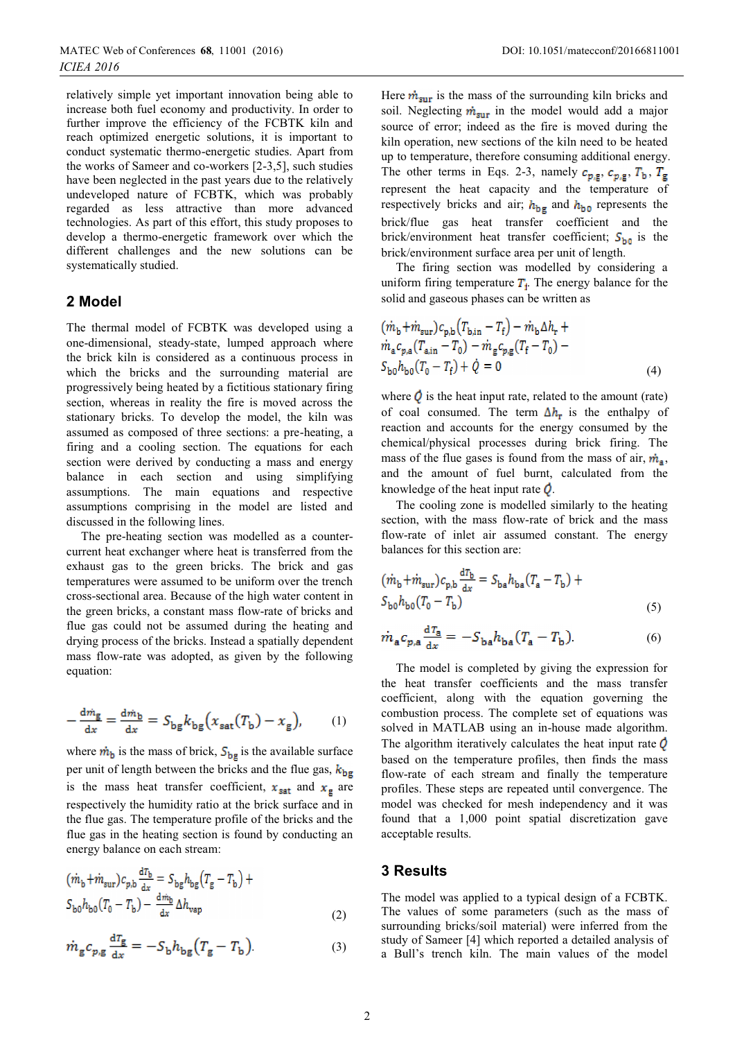relatively simple yet important innovation being able to increase both fuel economy and productivity. In order to further improve the efficiency of the FCBTK kiln and reach optimized energetic solutions, it is important to conduct systematic thermo-energetic studies. Apart from the works of Sameer and co-workers [2-3,5], such studies have been neglected in the past years due to the relatively undeveloped nature of FCBTK, which was probably regarded as less attractive than more advanced technologies. As part of this effort, this study proposes to develop a thermo-energetic framework over which the different challenges and the new solutions can be systematically studied.

## 2 Model

The thermal model of FCBTK was developed using a one-dimensional, steady-state, lumped approach where the brick kiln is considered as a continuous process in which the bricks and the surrounding material are progressively being heated by a fictitious stationary firing section, whereas in reality the fire is moved across the stationary bricks. To develop the model, the kiln was assumed as composed of three sections: a pre-heating, a firing and a cooling section. The equations for each section were derived by conducting a mass and energy balance in each section and using simplifying assumptions. The main equations and respective assumptions comprising in the model are listed and discussed in the following lines.

The pre-heating section was modelled as a counter-current heat exchanger where heat is transferred from the exhaust gas to the green bricks. The brick and gas temperatures were assumed to be uniform over the trench cross-sectional area. Because of the high water content in the green bricks, a constant mass flow-rate of bricks and flue gas could not be assumed during the heating and drying process of the bricks. Instead a spatially dependent mass flow-rate was adopted, as given by the following equation:

$$-\frac{\mathrm{d}\dot{m}_{\mathrm{g}}}{\mathrm{d}x}=\frac{\mathrm{d}\dot{m}_{\mathrm{b}}}{\mathrm{d}x}=S_{\mathrm{bg}}k_{\mathrm{bg}}\big(x_{\mathrm{sat}}(T_{\mathrm{b}})-x_{\mathrm{g}}\big), \tag{1}$$

where $\dot{m}_{\mathrm{b}}$ is the mass of brick, $S_{\mathrm{bg}}$ is the available surface per unit of length between the bricks and the flue gas, $k_{\mathrm{bg}}$ is the mass heat transfer coefficient, $x_{\mathrm{sat}}$ and $x_{\mathrm{g}}$ are respectively the humidity ratio at the brick surface and in the flue gas. The temperature profile of the bricks and the flue gas in the heating section is found by conducting an energy balance on each stream:

$$(\dot{m}_{\mathrm{b}}+\dot{m}_{\mathrm{sur}})c_{p,\mathrm{b}}\frac{\mathrm{d}T_{\mathrm{b}}}{\mathrm{d}x}=S_{\mathrm{bg}}h_{\mathrm{bg}}\big(T_{\mathrm{g}}-T_{\mathrm{b}}\big)+S_{\mathrm{b0}}h_{\mathrm{b0}}(T_{0}-T_{\mathrm{b}})-\frac{\mathrm{d}\dot{m}_{\mathrm{b}}}{\mathrm{d}x}\Delta h_{\mathrm{vap}} \tag{2}$$

$$\dot{m}_{\mathrm{g}}c_{p,\mathrm{g}}\frac{\mathrm{d}T_{\mathrm{g}}}{\mathrm{d}x}=-S_{\mathrm{b}}h_{\mathrm{bg}}\big(T_{\mathrm{g}}-T_{\mathrm{b}}\big). \tag{3}$$

Here $\dot{m}_{\mathrm{sur}}$ is the mass of the surrounding kiln bricks and soil. Neglecting $\dot{m}_{\mathrm{sur}}$ in the model would add a major source of error; indeed as the fire is moved during the kiln operation, new sections of the kiln need to be heated up to temperature, therefore consuming additional energy. The other terms in Eqs. 2-3, namely $c_{p,\mathrm{g}}$, $c_{p,\mathrm{g}}$, $T_{\mathrm{b}}$, $T_{\mathrm{g}}$ represent the heat capacity and the temperature of respectively bricks and air; $h_{\mathrm{bg}}$ and $h_{\mathrm{b0}}$ represents the brick/flue gas heat transfer coefficient and the brick/environment heat transfer coefficient; $S_{\mathrm{b0}}$ is the brick/environment surface area per unit of length.

The firing section was modelled by considering a uniform firing temperature $T_{\mathrm{f}}$. The energy balance for the solid and gaseous phases can be written as

$$(\dot{m}_{\mathrm{b}}+\dot{m}_{\mathrm{sur}})c_{p,\mathrm{b}}\big(T_{\mathrm{b,in}}-T_{\mathrm{f}}\big)-\dot{m}_{\mathrm{b}}\Delta h_{\mathrm{r}}+\dot{m}_{\mathrm{a}}c_{p,\mathrm{a}}\big(T_{\mathrm{a,in}}-T_{0}\big)-\dot{m}_{\mathrm{g}}c_{p,\mathrm{g}}(T_{\mathrm{f}}-T_{0})-S_{\mathrm{b0}}h_{\mathrm{b0}}(T_{0}-T_{\mathrm{f}})+\dot{Q}=0 \tag{4}$$

where $\dot{Q}$ is the heat input rate, related to the amount (rate) of coal consumed. The term $\Delta h_{\mathrm{r}}$ is the enthalpy of reaction and accounts for the energy consumed by the chemical/physical processes during brick firing. The mass of the flue gases is found from the mass of air, $\dot{m}_{\mathrm{a}}$, and the amount of fuel burnt, calculated from the knowledge of the heat input rate $\dot{Q}$.

The cooling zone is modelled similarly to the heating section, with the mass flow-rate of brick and the mass flow-rate of inlet air assumed constant. The energy balances for this section are:

$$(\dot{m}_{\mathrm{b}}+\dot{m}_{\mathrm{sur}})c_{p,\mathrm{b}}\frac{\mathrm{d}T_{\mathrm{b}}}{\mathrm{d}x}=S_{\mathrm{ba}}h_{\mathrm{ba}}(T_{\mathrm{a}}-T_{\mathrm{b}})+S_{\mathrm{b0}}h_{\mathrm{b0}}(T_{0}-T_{\mathrm{b}}) \tag{5}$$

$$\dot{m}_{\mathrm{a}}c_{p,\mathrm{a}}\frac{\mathrm{d}T_{\mathrm{a}}}{\mathrm{d}x}=-S_{\mathrm{ba}}h_{\mathrm{ba}}(T_{\mathrm{a}}-T_{\mathrm{b}}). \tag{6}$$

The model is completed by giving the expression for the heat transfer coefficients and the mass transfer coefficient, along with the equation governing the combustion process. The complete set of equations was solved in MATLAB using an in-house made algorithm. The algorithm iteratively calculates the heat input rate $\dot{Q}$ based on the temperature profiles, then finds the mass flow-rate of each stream and finally the temperature profiles. These steps are repeated until convergence. The model was checked for mesh independency and it was found that a 1,000 point spatial discretization gave acceptable results.

## 3 Results

The model was applied to a typical design of a FCBTK. The values of some parameters (such as the mass of surrounding bricks/soil material) were inferred from the study of Sameer [4] which reported a detailed analysis of a Bull's trench kiln. The main values of the model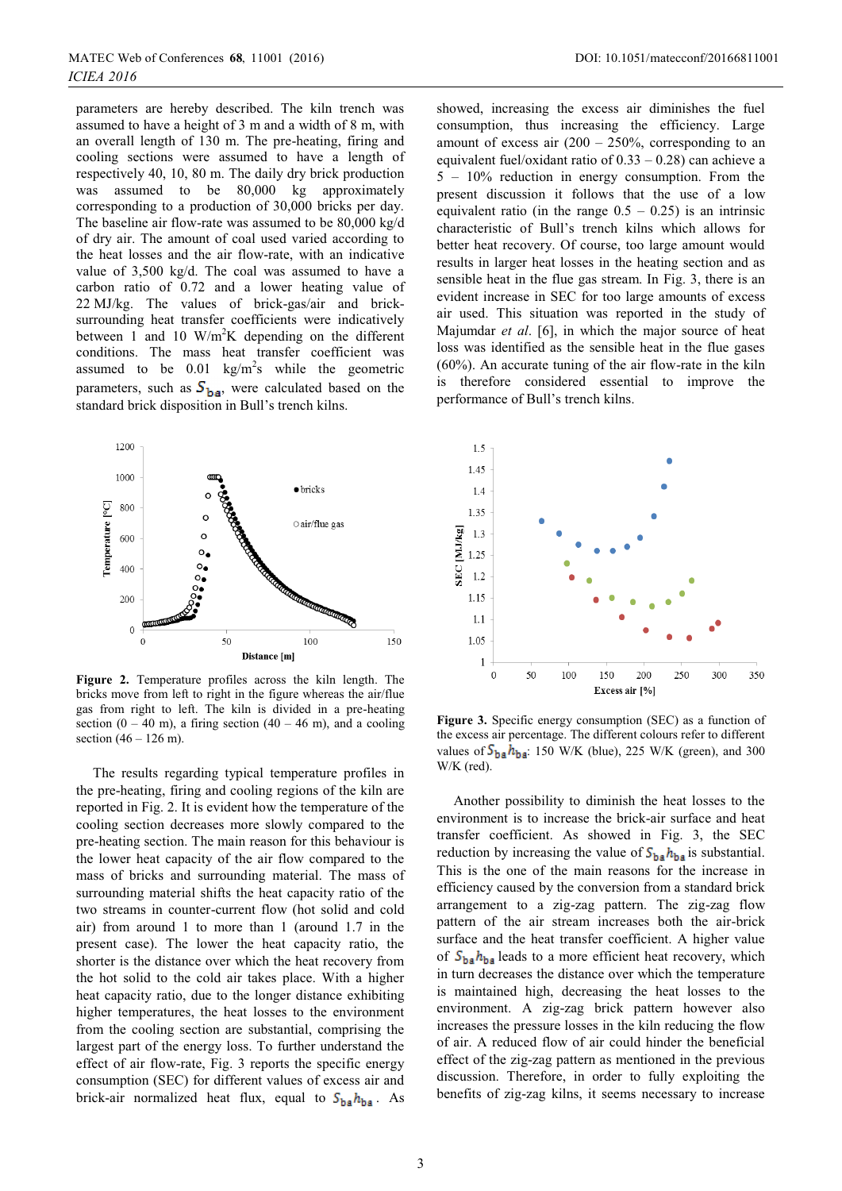parameters are hereby described. The kiln trench was assumed to have a height of 3 m and a width of 8 m, with an overall length of 130 m. The pre-heating, firing and cooling sections were assumed to have a length of respectively 40, 10, 80 m. The daily dry brick production was assumed to be 80,000 kg approximately corresponding to a production of 30,000 bricks per day. The baseline air flow-rate was assumed to be 80,000 kg/d of dry air. The amount of coal used varied according to the heat losses and the air flow-rate, with an indicative value of 3,500 kg/d. The coal was assumed to have a carbon ratio of 0.72 and a lower heating value of 22 MJ/kg. The values of brick-gas/air and brick-surrounding heat transfer coefficients were indicatively between 1 and 10 $W/m^2K$ depending on the different conditions. The mass heat transfer coefficient was assumed to be 0.01 $kg/m^2s$ while the geometric parameters, such as $S_{ba}$, were calculated based on the standard brick disposition in Bull's trench kilns.

**Figure 2.** Temperature profiles across the kiln length. The bricks move from left to right in the figure whereas the air/flue gas from right to left. The kiln is divided in a pre-heating section (0 – 40 m), a firing section (40 – 46 m), and a cooling section (46 – 126 m).

The results regarding typical temperature profiles in the pre-heating, firing and cooling regions of the kiln are reported in Fig. 2. It is evident how the temperature of the cooling section decreases more slowly compared to the pre-heating section. The main reason for this behaviour is the lower heat capacity of the air flow compared to the mass of bricks and surrounding material. The mass of surrounding material shifts the heat capacity ratio of the two streams in counter-current flow (hot solid and cold air) from around 1 to more than 1 (around 1.7 in the present case). The lower the heat capacity ratio, the shorter is the distance over which the heat recovery from the hot solid to the cold air takes place. With a higher heat capacity ratio, due to the longer distance exhibiting higher temperatures, the heat losses to the environment from the cooling section are substantial, comprising the largest part of the energy loss. To further understand the effect of air flow-rate, Fig. 3 reports the specific energy consumption (SEC) for different values of excess air and brick-air normalized heat flux, equal to $S_{ba}h_{ba}$. As showed, increasing the excess air diminishes the fuel consumption, thus increasing the efficiency. Large amount of excess air (200 – 250%, corresponding to an equivalent fuel/oxidant ratio of 0.33 – 0.28) can achieve a 5 – 10% reduction in energy consumption. From the present discussion it follows that the use of a low equivalent ratio (in the range 0.5 – 0.25) is an intrinsic characteristic of Bull's trench kilns which allows for better heat recovery. Of course, too large amount would results in larger heat losses in the heating section and as sensible heat in the flue gas stream. In Fig. 3, there is an evident increase in SEC for too large amounts of excess air used. This situation was reported in the study of Majumdar *et al*. [6], in which the major source of heat loss was identified as the sensible heat in the flue gases (60%). An accurate tuning of the air flow-rate in the kiln is therefore considered essential to improve the performance of Bull's trench kilns.

**Figure 3.** Specific energy consumption (SEC) as a function of the excess air percentage. The different colours refer to different values of $S_{ba}h_{ba}$: 150 W/K (blue), 225 W/K (green), and 300 W/K (red).

Another possibility to diminish the heat losses to the environment is to increase the brick-air surface and heat transfer coefficient. As showed in Fig. 3, the SEC reduction by increasing the value of $S_{ba}h_{ba}$ is substantial. This is the one of the main reasons for the increase in efficiency caused by the conversion from a standard brick arrangement to a zig-zag pattern. The zig-zag flow pattern of the air stream increases both the air-brick surface and the heat transfer coefficient. A higher value of $S_{ba}h_{ba}$ leads to a more efficient heat recovery, which in turn decreases the distance over which the temperature is maintained high, decreasing the heat losses to the environment. A zig-zag brick pattern however also increases the pressure losses in the kiln reducing the flow of air. A reduced flow of air could hinder the beneficial effect of the zig-zag pattern as mentioned in the previous discussion. Therefore, in order to fully exploiting the benefits of zig-zag kilns, it seems necessary to increase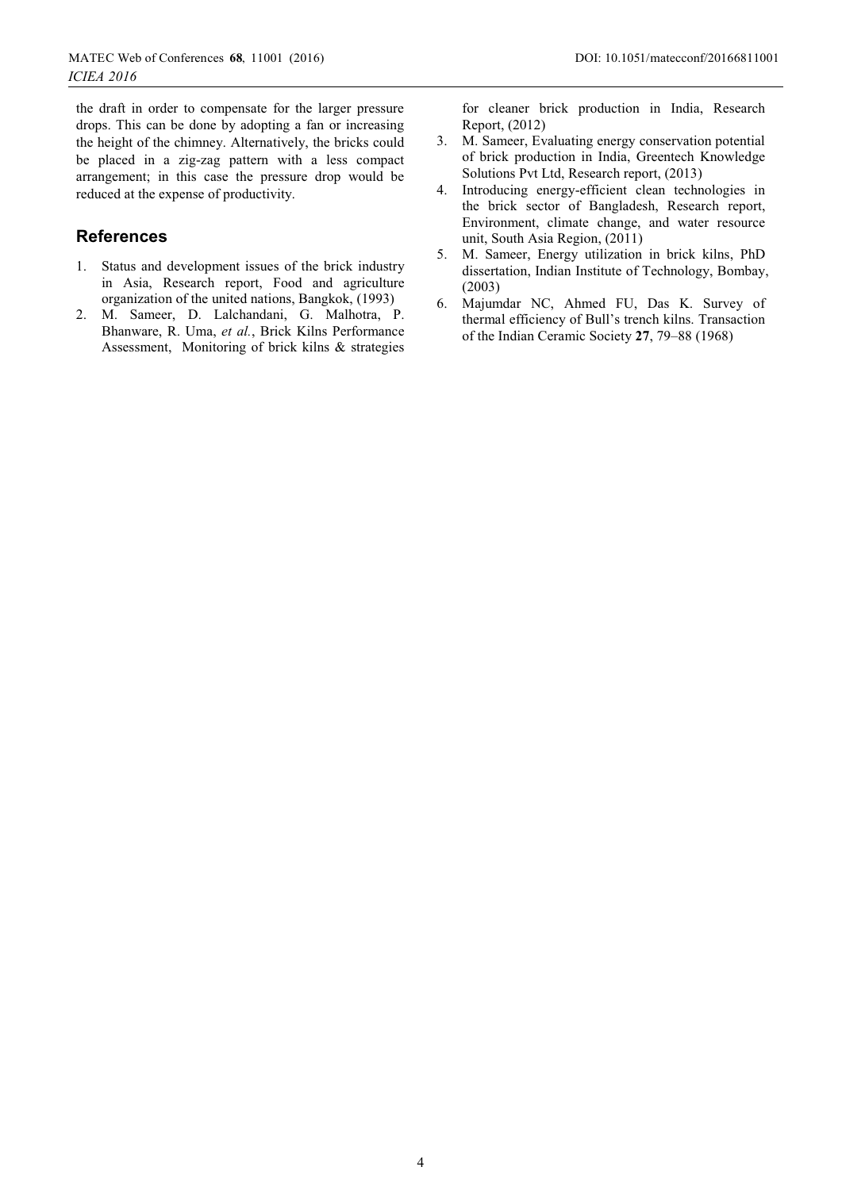the draft in order to compensate for the larger pressure drops. This can be done by adopting a fan or increasing the height of the chimney. Alternatively, the bricks could be placed in a zig-zag pattern with a less compact arrangement; in this case the pressure drop would be reduced at the expense of productivity.

## References

1. Status and development issues of the brick industry in Asia, Research report, Food and agriculture organization of the united nations, Bangkok, (1993)
2. M. Sameer, D. Lalchandani, G. Malhotra, P. Bhanware, R. Uma, *et al.*, Brick Kilns Performance Assessment, Monitoring of brick kilns & strategies for cleaner brick production in India, Research Report, (2012)
3. M. Sameer, Evaluating energy conservation potential of brick production in India, Greentech Knowledge Solutions Pvt Ltd, Research report, (2013)
4. Introducing energy-efficient clean technologies in the brick sector of Bangladesh, Research report, Environment, climate change, and water resource unit, South Asia Region, (2011)
5. M. Sameer, Energy utilization in brick kilns, PhD dissertation, Indian Institute of Technology, Bombay, (2003)
6. Majumdar NC, Ahmed FU, Das K. Survey of thermal efficiency of Bull's trench kilns. Transaction of the Indian Ceramic Society **27**, 79–88 (1968)